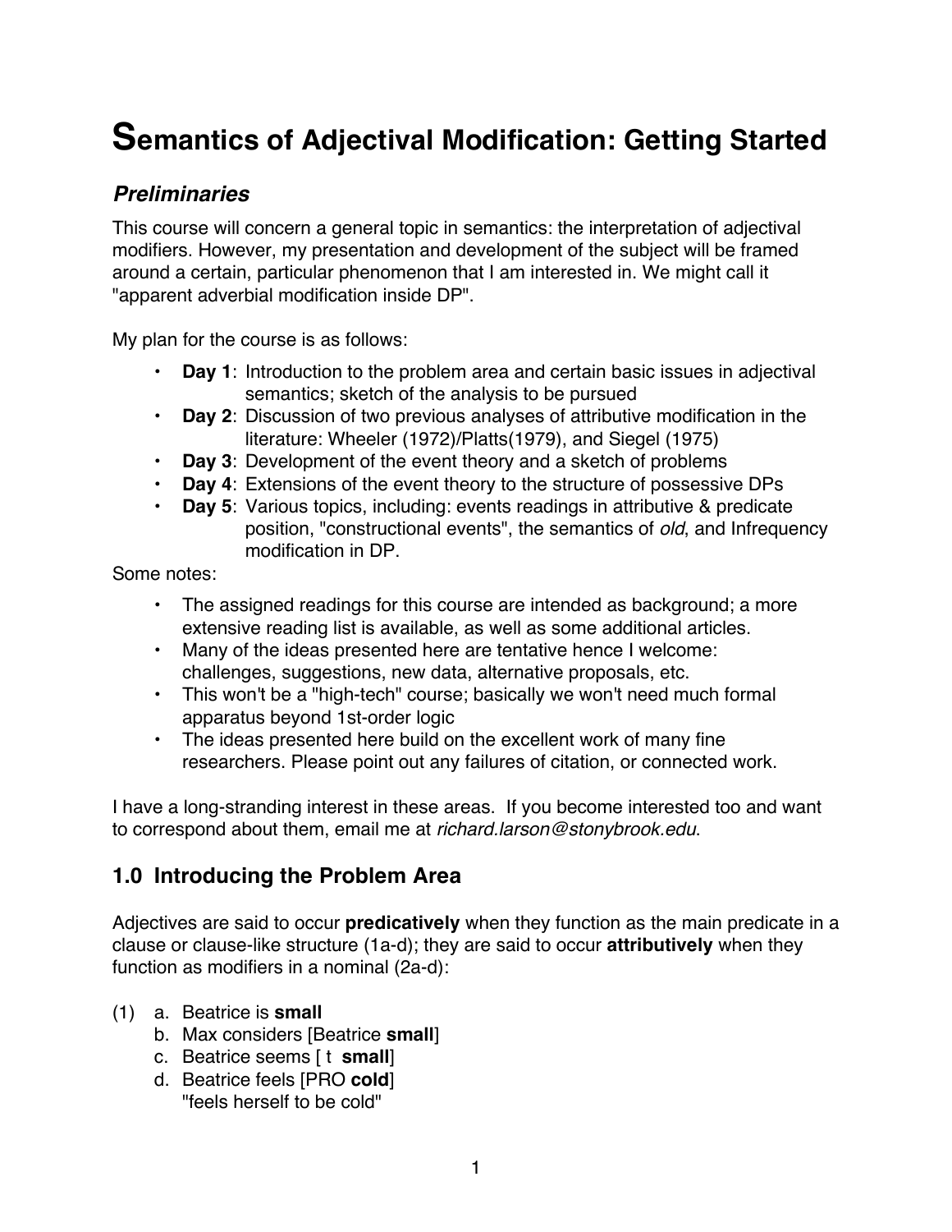# Semantics of Adjectival Modification: Getting Started

## *Preliminaries*

This course will concern a general topic in semantics: the interpretation of adjectival modifiers. However, my presentation and development of the subject will be framed around a certain, particular phenomenon that I am interested in. We might call it "apparent adverbial modification inside DP".

My plan for the course is as follows:

- **Day 1**: Introduction to the problem area and certain basic issues in adjectival semantics; sketch of the analysis to be pursued
- **Day 2**: Discussion of two previous analyses of attributive modification in the literature: Wheeler (1972)/Platts(1979), and Siegel (1975)
- **Day 3**: Development of the event theory and a sketch of problems
- **Day 4**: Extensions of the event theory to the structure of possessive DPs
- **Day 5**: Various topics, including: events readings in attributive & predicate position, "constructional events", the semantics of *old*, and Infrequency modification in DP.

Some notes:

- The assigned readings for this course are intended as background; a more extensive reading list is available, as well as some additional articles.
- Many of the ideas presented here are tentative hence I welcome: challenges, suggestions, new data, alternative proposals, etc.
- This won't be a "high-tech" course; basically we won't need much formal apparatus beyond 1st-order logic
- The ideas presented here build on the excellent work of many fine researchers. Please point out any failures of citation, or connected work.

I have a long-stranding interest in these areas. If you become interested too and want to correspond about them, email me at *richard.larson@stonybrook.edu*.

## 1.0 Introducing the Problem Area

Adjectives are said to occur **predicatively** when they function as the main predicate in a clause or clause-like structure (1a-d); they are said to occur **attributively** when they function as modifiers in a nominal (2a-d):

(1) a. Beatrice is **small**
 b. Max considers [Beatrice **small**]
 c. Beatrice seems [ t **small**]
 d. Beatrice feels [PRO **cold**]
 "feels herself to be cold"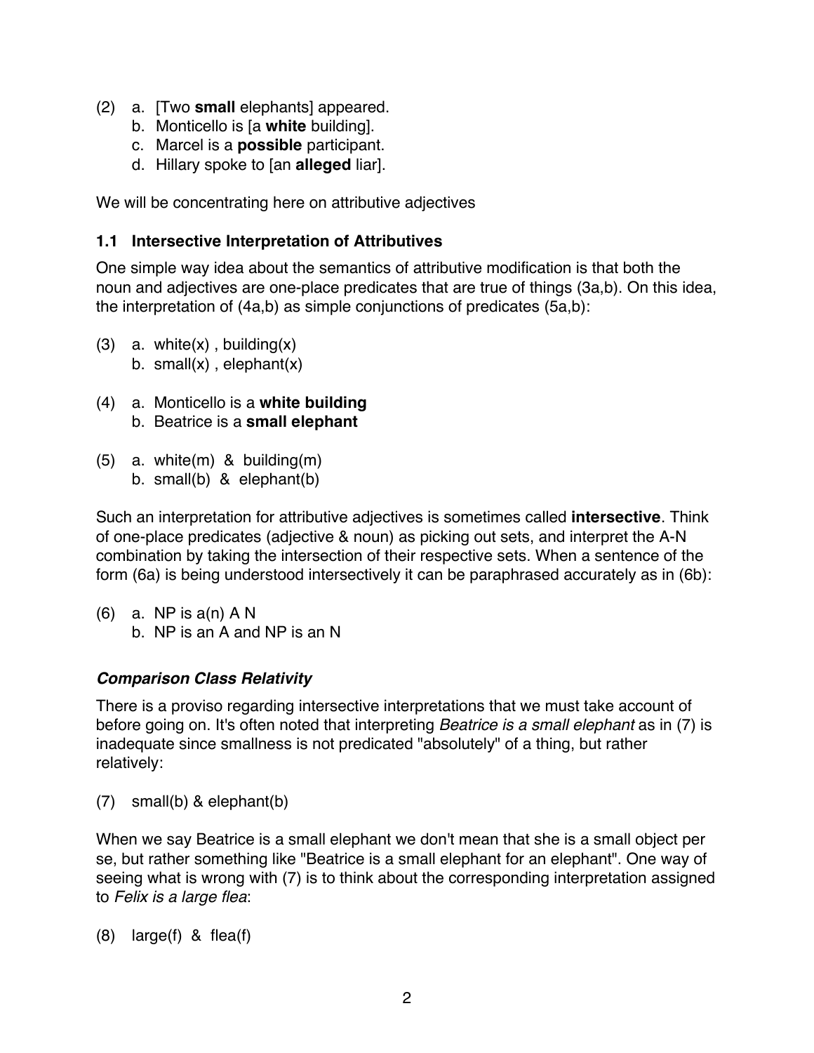(2) a. [Two **small** elephants] appeared.
    b. Monticello is [a **white** building].
    c. Marcel is a **possible** participant.
    d. Hillary spoke to [an **alleged** liar].

We will be concentrating here on attributive adjectives

### 1.1 Intersective Interpretation of Attributives

One simple way idea about the semantics of attributive modification is that both the noun and adjectives are one-place predicates that are true of things (3a,b). On this idea, the interpretation of (4a,b) as simple conjunctions of predicates (5a,b):

(3) a. white(x) , building(x)
    b. small(x) , elephant(x)

(4) a. Monticello is a **white building**
    b. Beatrice is a **small elephant**

(5) a. white(m) & building(m)
    b. small(b) & elephant(b)

Such an interpretation for attributive adjectives is sometimes called **intersective**. Think of one-place predicates (adjective & noun) as picking out sets, and interpret the A-N combination by taking the intersection of their respective sets. When a sentence of the form (6a) is being understood intersectively it can be paraphrased accurately as in (6b):

(6) a. NP is a(n) A N
    b. NP is an A and NP is an N

#### ***Comparison Class Relativity***

There is a proviso regarding intersective interpretations that we must take account of before going on. It's often noted that interpreting *Beatrice is a small elephant* as in (7) is inadequate since smallness is not predicated "absolutely" of a thing, but rather relatively:

(7) small(b) & elephant(b)

When we say Beatrice is a small elephant we don't mean that she is a small object per se, but rather something like "Beatrice is a small elephant for an elephant". One way of seeing what is wrong with (7) is to think about the corresponding interpretation assigned to *Felix is a large flea*:

(8) large(f) & flea(f)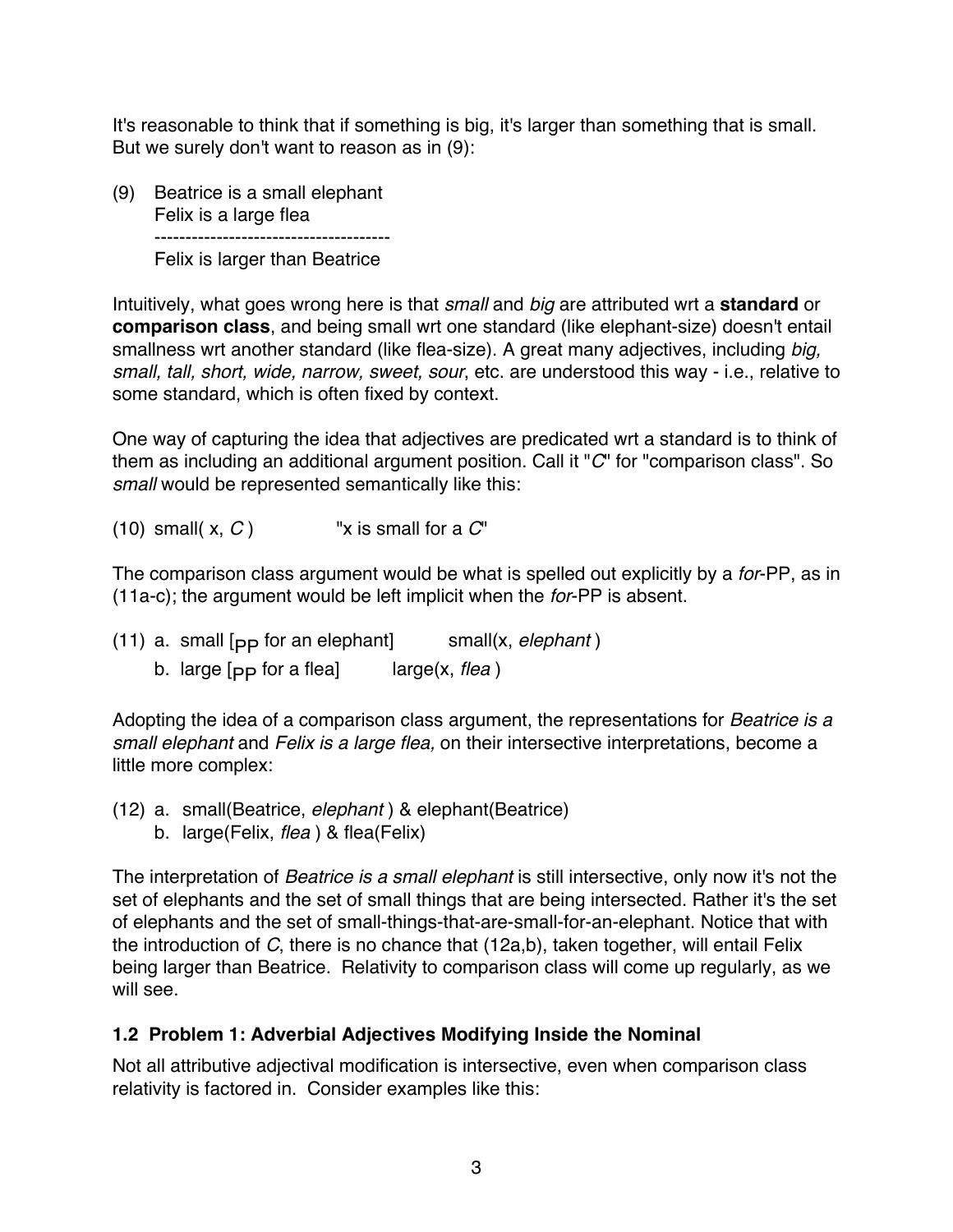It's reasonable to think that if something is big, it's larger than something that is small. But we surely don't want to reason as in (9):

(9) Beatrice is a small elephant
    Felix is a large flea
    --------------------------------------
    Felix is larger than Beatrice

Intuitively, what goes wrong here is that *small* and *big* are attributed wrt a **standard** or **comparison class**, and being small wrt one standard (like elephant-size) doesn't entail smallness wrt another standard (like flea-size). A great many adjectives, including *big, small, tall, short, wide, narrow, sweet, sour*, etc. are understood this way - i.e., relative to some standard, which is often fixed by context.

One way of capturing the idea that adjectives are predicated wrt a standard is to think of them as including an additional argument position. Call it "*C*" for "comparison class". So *small* would be represented semantically like this:

(10) small( x, *C* )        "x is small for a *C*"

The comparison class argument would be what is spelled out explicitly by a *for*-PP, as in (11a-c); the argument would be left implicit when the *for*-PP is absent.

(11) a. small [$_{PP}$ for an elephant]     small(x, *elephant* )
     b. large [$_{PP}$ for a flea]     large(x, *flea* )

Adopting the idea of a comparison class argument, the representations for *Beatrice is a small elephant* and *Felix is a large flea,* on their intersective interpretations, become a little more complex:

(12) a. small(Beatrice, *elephant* ) & elephant(Beatrice)
     b. large(Felix, *flea* ) & flea(Felix)

The interpretation of *Beatrice is a small elephant* is still intersective, only now it's not the set of elephants and the set of small things that are being intersected. Rather it's the set of elephants and the set of small-things-that-are-small-for-an-elephant. Notice that with the introduction of *C*, there is no chance that (12a,b), taken together, will entail Felix being larger than Beatrice. Relativity to comparison class will come up regularly, as we will see.

### 1.2 Problem 1: Adverbial Adjectives Modifying Inside the Nominal

Not all attributive adjectival modification is intersective, even when comparison class relativity is factored in. Consider examples like this: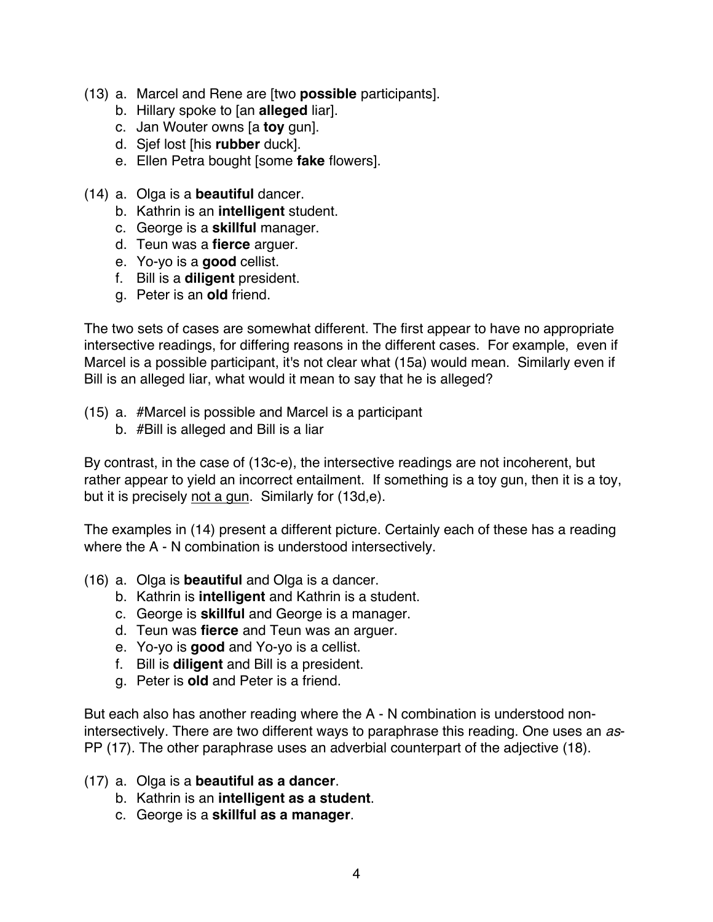(13) a. Marcel and Rene are [two **possible** participants].
  b. Hillary spoke to [an **alleged** liar].
  c. Jan Wouter owns [a **toy** gun].
  d. Sjef lost [his **rubber** duck].
  e. Ellen Petra bought [some **fake** flowers].

(14) a. Olga is a **beautiful** dancer.
  b. Kathrin is an **intelligent** student.
  c. George is a **skillful** manager.
  d. Teun was a **fierce** arguer.
  e. Yo-yo is a **good** cellist.
  f. Bill is a **diligent** president.
  g. Peter is an **old** friend.

The two sets of cases are somewhat different. The first appear to have no appropriate intersective readings, for differing reasons in the different cases. For example, even if Marcel is a possible participant, it's not clear what (15a) would mean. Similarly even if Bill is an alleged liar, what would it mean to say that he is alleged?

(15) a. #Marcel is possible and Marcel is a participant
  b. #Bill is alleged and Bill is a liar

By contrast, in the case of (13c-e), the intersective readings are not incoherent, but rather appear to yield an incorrect entailment. If something is a toy gun, then it is a toy, but it is precisely <u>not a gun</u>. Similarly for (13d,e).

The examples in (14) present a different picture. Certainly each of these has a reading where the A - N combination is understood intersectively.

(16) a. Olga is **beautiful** and Olga is a dancer.
  b. Kathrin is **intelligent** and Kathrin is a student.
  c. George is **skillful** and George is a manager.
  d. Teun was **fierce** and Teun was an arguer.
  e. Yo-yo is **good** and Yo-yo is a cellist.
  f. Bill is **diligent** and Bill is a president.
  g. Peter is **old** and Peter is a friend.

But each also has another reading where the A - N combination is understood non-intersectively. There are two different ways to paraphrase this reading. One uses an *as*-PP (17). The other paraphrase uses an adverbial counterpart of the adjective (18).

(17) a. Olga is a **beautiful as a dancer**.
  b. Kathrin is an **intelligent as a student**.
  c. George is a **skillful as a manager**.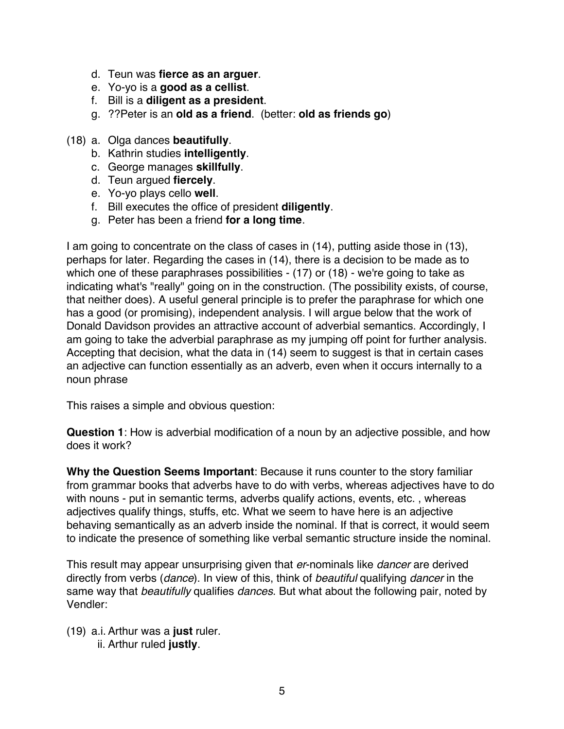d. Teun was **fierce as an arguer**.
e. Yo-yo is a **good as a cellist**.
f. Bill is a **diligent as a president**.
g. ??Peter is an **old as a friend**. (better: **old as friends go**)

(18) a. Olga dances **beautifully**.
b. Kathrin studies **intelligently**.
c. George manages **skillfully**.
d. Teun argued **fiercely**.
e. Yo-yo plays cello **well**.
f. Bill executes the office of president **diligently**.
g. Peter has been a friend **for a long time**.

I am going to concentrate on the class of cases in (14), putting aside those in (13), perhaps for later. Regarding the cases in (14), there is a decision to be made as to which one of these paraphrases possibilities - (17) or (18) - we're going to take as indicating what's "really" going on in the construction. (The possibility exists, of course, that neither does). A useful general principle is to prefer the paraphrase for which one has a good (or promising), independent analysis. I will argue below that the work of Donald Davidson provides an attractive account of adverbial semantics. Accordingly, I am going to take the adverbial paraphrase as my jumping off point for further analysis. Accepting that decision, what the data in (14) seem to suggest is that in certain cases an adjective can function essentially as an adverb, even when it occurs internally to a noun phrase

This raises a simple and obvious question:

**Question 1**: How is adverbial modification of a noun by an adjective possible, and how does it work?

**Why the Question Seems Important**: Because it runs counter to the story familiar from grammar books that adverbs have to do with verbs, whereas adjectives have to do with nouns - put in semantic terms, adverbs qualify actions, events, etc. , whereas adjectives qualify things, stuffs, etc. What we seem to have here is an adjective behaving semantically as an adverb inside the nominal. If that is correct, it would seem to indicate the presence of something like verbal semantic structure inside the nominal.

This result may appear unsurprising given that *er*-nominals like *dancer* are derived directly from verbs (*dance*). In view of this, think of *beautiful* qualifying *dancer* in the same way that *beautifully* qualifies *dances*. But what about the following pair, noted by Vendler:

(19) a.i. Arthur was a **just** ruler.
ii. Arthur ruled **justly**.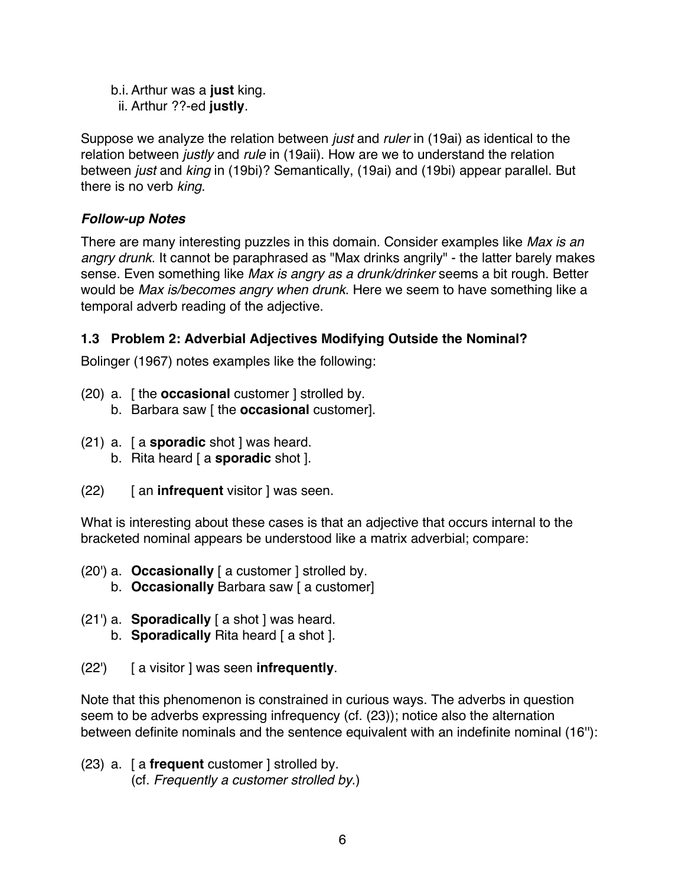b.i. Arthur was a **just** king.
  ii. Arthur ??-ed **justly**.

Suppose we analyze the relation between *just* and *ruler* in (19ai) as identical to the relation between *justly* and *rule* in (19aii). How are we to understand the relation between *just* and *king* in (19bi)? Semantically, (19ai) and (19bi) appear parallel. But there is no verb *king*.

### *Follow-up Notes*

There are many interesting puzzles in this domain. Consider examples like *Max is an angry drunk*. It cannot be paraphrased as "Max drinks angrily" - the latter barely makes sense. Even something like *Max is angry as a drunk/drinker* seems a bit rough. Better would be *Max is/becomes angry when drunk*. Here we seem to have something like a temporal adverb reading of the adjective.

### 1.3 Problem 2: Adverbial Adjectives Modifying Outside the Nominal?

Bolinger (1967) notes examples like the following:

(20) a. [ the **occasional** customer ] strolled by.
  b. Barbara saw [ the **occasional** customer].

(21) a. [ a **sporadic** shot ] was heard.
  b. Rita heard [ a **sporadic** shot ].

(22)   [ an **infrequent** visitor ] was seen.

What is interesting about these cases is that an adjective that occurs internal to the bracketed nominal appears be understood like a matrix adverbial; compare:

(20') a. **Occasionally** [ a customer ] strolled by.
  b. **Occasionally** Barbara saw [ a customer]

(21') a. **Sporadically** [ a shot ] was heard.
  b. **Sporadically** Rita heard [ a shot ].

(22')   [ a visitor ] was seen **infrequently**.

Note that this phenomenon is constrained in curious ways. The adverbs in question seem to be adverbs expressing infrequency (cf. (23)); notice also the alternation between definite nominals and the sentence equivalent with an indefinite nominal (16''):

(23) a. [ a **frequent** customer ] strolled by.
  (cf. *Frequently a customer strolled by*.)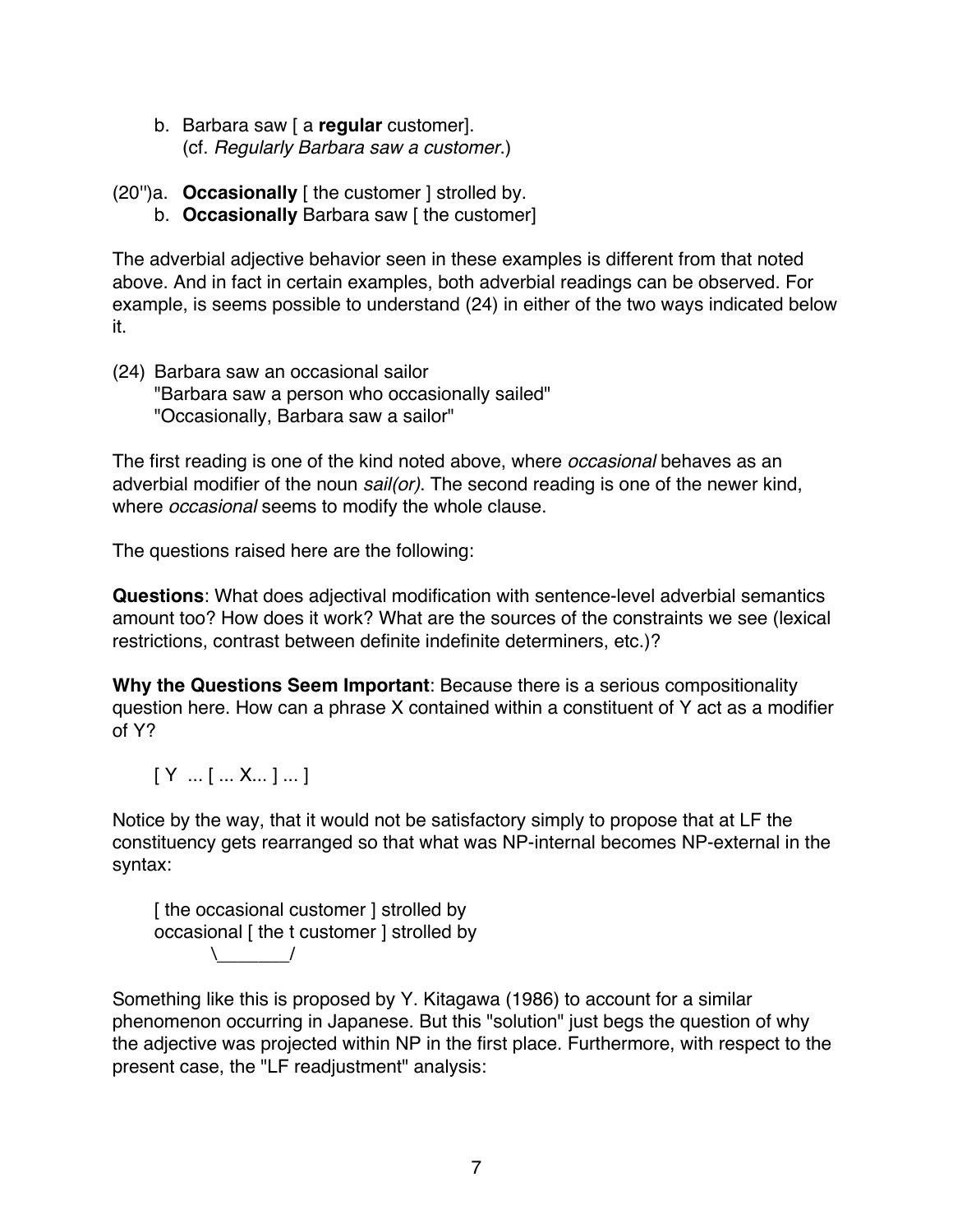b. Barbara saw [ a **regular** customer].
   (cf. *Regularly Barbara saw a customer*.)

(20'')a. **Occasionally** [ the customer ] strolled by.
   b. **Occasionally** Barbara saw [ the customer]

The adverbial adjective behavior seen in these examples is different from that noted above. And in fact in certain examples, both adverbial readings can be observed. For example, is seems possible to understand (24) in either of the two ways indicated below it.

(24) Barbara saw an occasional sailor
   "Barbara saw a person who occasionally sailed"
   "Occasionally, Barbara saw a sailor"

The first reading is one of the kind noted above, where *occasional* behaves as an adverbial modifier of the noun *sail(or)*. The second reading is one of the newer kind, where *occasional* seems to modify the whole clause.

The questions raised here are the following:

**Questions**: What does adjectival modification with sentence-level adverbial semantics amount too? How does it work? What are the sources of the constraints we see (lexical restrictions, contrast between definite indefinite determiners, etc.)?

**Why the Questions Seem Important**: Because there is a serious compositionality question here. How can a phrase X contained within a constituent of Y act as a modifier of Y?

```
[ Y ... [ ... X... ] ... ]
```

Notice by the way, that it would not be satisfactory simply to propose that at LF the constituency gets rearranged so that what was NP-internal becomes NP-external in the syntax:

```
[ the occasional customer ] strolled by
occasional [ the t customer ] strolled by
        \_______/
```

Something like this is proposed by Y. Kitagawa (1986) to account for a similar phenomenon occurring in Japanese. But this "solution" just begs the question of why the adjective was projected within NP in the first place. Furthermore, with respect to the present case, the "LF readjustment" analysis: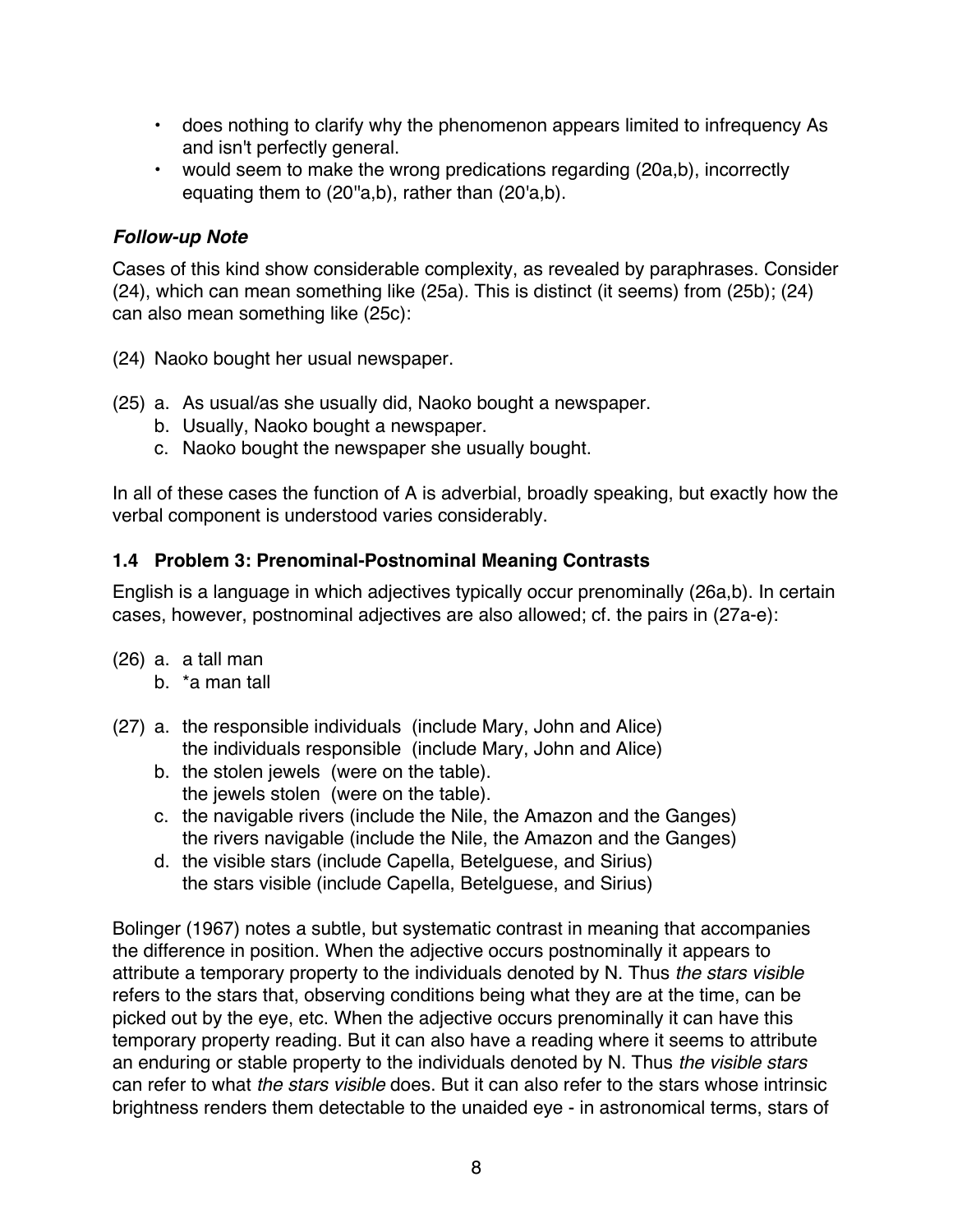- does nothing to clarify why the phenomenon appears limited to infrequency As and isn't perfectly general.
- would seem to make the wrong predications regarding (20a,b), incorrectly equating them to (20''a,b), rather than (20'a,b).

### *Follow-up Note*

Cases of this kind show considerable complexity, as revealed by paraphrases. Consider (24), which can mean something like (25a). This is distinct (it seems) from (25b); (24) can also mean something like (25c):

(24) Naoko bought her usual newspaper.

(25) a. As usual/as she usually did, Naoko bought a newspaper.
 b. Usually, Naoko bought a newspaper.
 c. Naoko bought the newspaper she usually bought.

In all of these cases the function of A is adverbial, broadly speaking, but exactly how the verbal component is understood varies considerably.

### 1.4 Problem 3: Prenominal-Postnominal Meaning Contrasts

English is a language in which adjectives typically occur prenominally (26a,b). In certain cases, however, postnominal adjectives are also allowed; cf. the pairs in (27a-e):

(26) a. a tall man
 b. *a man tall

(27) a. the responsible individuals (include Mary, John and Alice)
 the individuals responsible (include Mary, John and Alice)
 b. the stolen jewels (were on the table).
 the jewels stolen (were on the table).
 c. the navigable rivers (include the Nile, the Amazon and the Ganges)
 the rivers navigable (include the Nile, the Amazon and the Ganges)
 d. the visible stars (include Capella, Betelguese, and Sirius)
 the stars visible (include Capella, Betelguese, and Sirius)

Bolinger (1967) notes a subtle, but systematic contrast in meaning that accompanies the difference in position. When the adjective occurs postnominally it appears to attribute a temporary property to the individuals denoted by N. Thus *the stars visible* refers to the stars that, observing conditions being what they are at the time, can be picked out by the eye, etc. When the adjective occurs prenominally it can have this temporary property reading. But it can also have a reading where it seems to attribute an enduring or stable property to the individuals denoted by N. Thus *the visible stars* can refer to what *the stars visible* does. But it can also refer to the stars whose intrinsic brightness renders them detectable to the unaided eye - in astronomical terms, stars of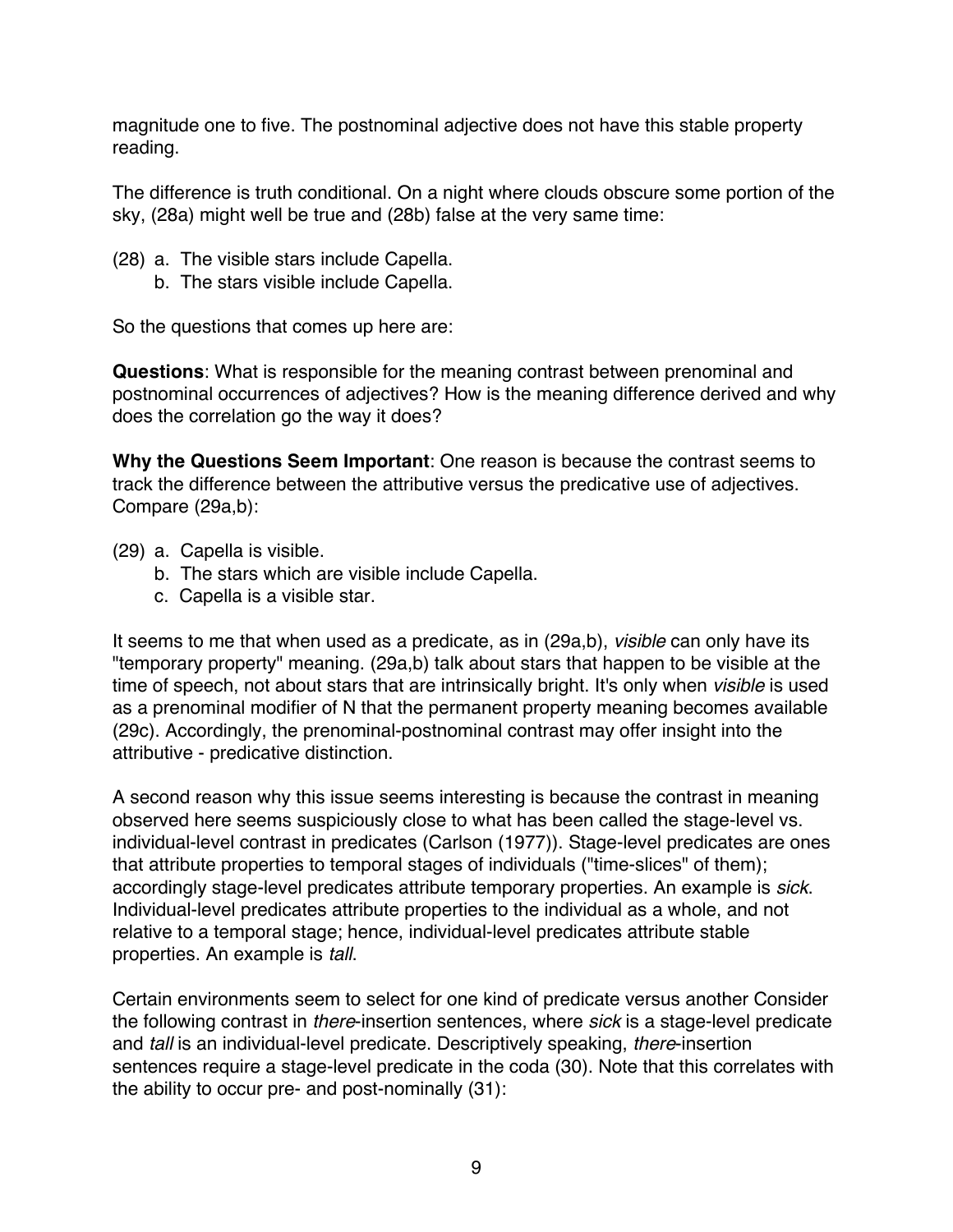magnitude one to five. The postnominal adjective does not have this stable property reading.

The difference is truth conditional. On a night where clouds obscure some portion of the sky, (28a) might well be true and (28b) false at the very same time:

(28) a. The visible stars include Capella.
     b. The stars visible include Capella.

So the questions that comes up here are:

**Questions**: What is responsible for the meaning contrast between prenominal and postnominal occurrences of adjectives? How is the meaning difference derived and why does the correlation go the way it does?

**Why the Questions Seem Important**: One reason is because the contrast seems to track the difference between the attributive versus the predicative use of adjectives. Compare (29a,b):

(29) a. Capella is visible.
     b. The stars which are visible include Capella.
     c. Capella is a visible star.

It seems to me that when used as a predicate, as in (29a,b), *visible* can only have its "temporary property" meaning. (29a,b) talk about stars that happen to be visible at the time of speech, not about stars that are intrinsically bright. It's only when *visible* is used as a prenominal modifier of N that the permanent property meaning becomes available (29c). Accordingly, the prenominal-postnominal contrast may offer insight into the attributive - predicative distinction.

A second reason why this issue seems interesting is because the contrast in meaning observed here seems suspiciously close to what has been called the stage-level vs. individual-level contrast in predicates (Carlson (1977)). Stage-level predicates are ones that attribute properties to temporal stages of individuals ("time-slices" of them); accordingly stage-level predicates attribute temporary properties. An example is *sick*. Individual-level predicates attribute properties to the individual as a whole, and not relative to a temporal stage; hence, individual-level predicates attribute stable properties. An example is *tall*.

Certain environments seem to select for one kind of predicate versus another Consider the following contrast in *there*-insertion sentences, where *sick* is a stage-level predicate and *tall* is an individual-level predicate. Descriptively speaking, *there*-insertion sentences require a stage-level predicate in the coda (30). Note that this correlates with the ability to occur pre- and post-nominally (31):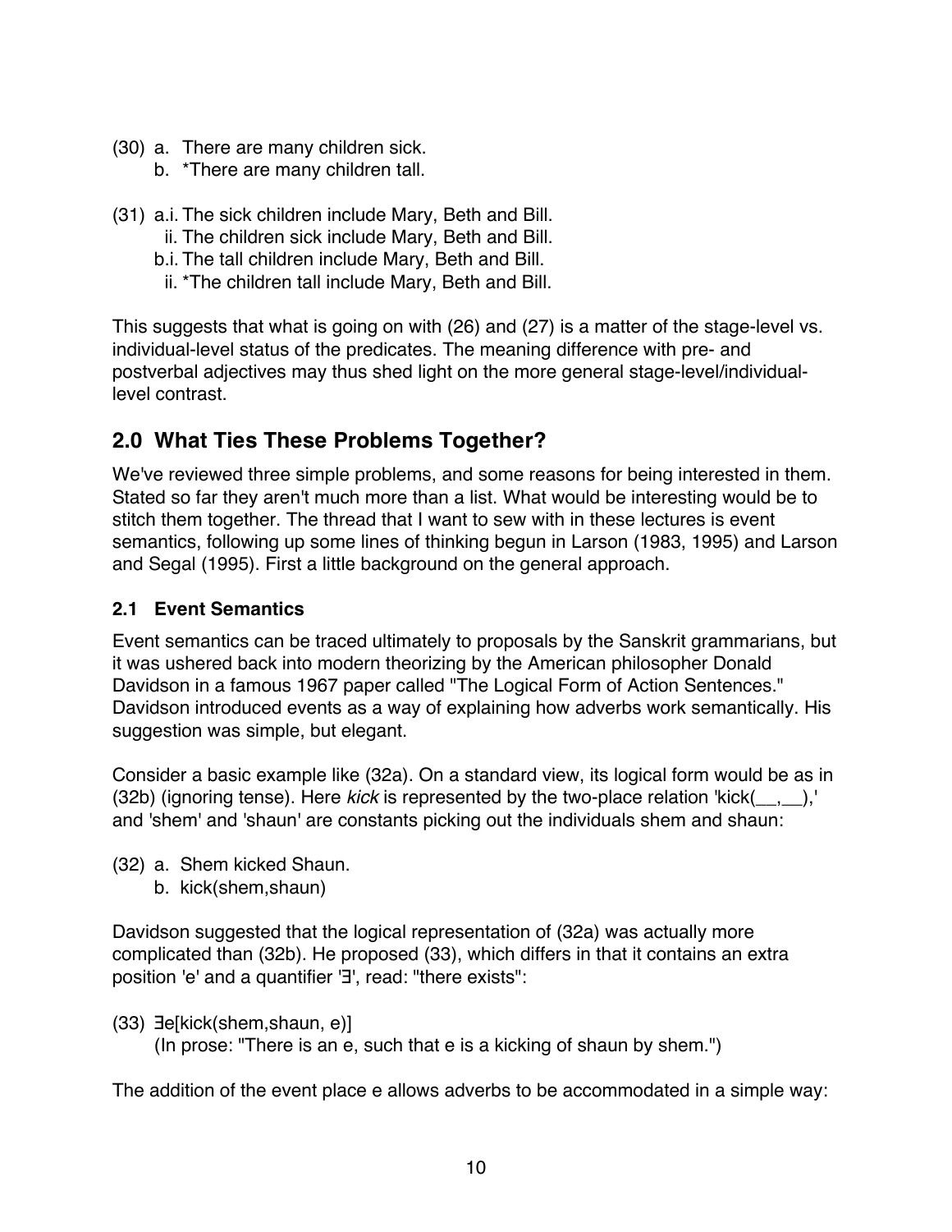(30) a. There are many children sick.
     b. *There are many children tall.

(31) a.i. The sick children include Mary, Beth and Bill.
       ii. The children sick include Mary, Beth and Bill.
     b.i. The tall children include Mary, Beth and Bill.
       ii. *The children tall include Mary, Beth and Bill.

This suggests that what is going on with (26) and (27) is a matter of the stage-level vs. individual-level status of the predicates. The meaning difference with pre- and postverbal adjectives may thus shed light on the more general stage-level/individual-level contrast.

## 2.0 What Ties These Problems Together?

We've reviewed three simple problems, and some reasons for being interested in them. Stated so far they aren't much more than a list. What would be interesting would be to stitch them together. The thread that I want to sew with in these lectures is event semantics, following up some lines of thinking begun in Larson (1983, 1995) and Larson and Segal (1995). First a little background on the general approach.

### 2.1 Event Semantics

Event semantics can be traced ultimately to proposals by the Sanskrit grammarians, but it was ushered back into modern theorizing by the American philosopher Donald Davidson in a famous 1967 paper called "The Logical Form of Action Sentences." Davidson introduced events as a way of explaining how adverbs work semantically. His suggestion was simple, but elegant.

Consider a basic example like (32a). On a standard view, its logical form would be as in (32b) (ignoring tense). Here *kick* is represented by the two-place relation 'kick(__,__),' and 'shem' and 'shaun' are constants picking out the individuals shem and shaun:

(32) a. Shem kicked Shaun.
     b. kick(shem,shaun)

Davidson suggested that the logical representation of (32a) was actually more complicated than (32b). He proposed (33), which differs in that it contains an extra position 'e' and a quantifier '∃', read: "there exists":

(33) ∃e[kick(shem,shaun, e)]
     (In prose: "There is an e, such that e is a kicking of shaun by shem.")

The addition of the event place e allows adverbs to be accommodated in a simple way: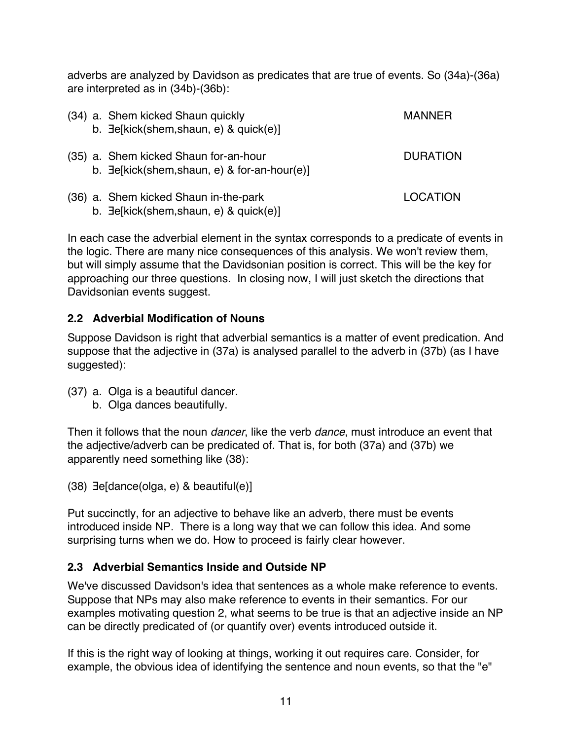adverbs are analyzed by Davidson as predicates that are true of events. So (34a)-(36a) are interpreted as in (34b)-(36b):

(34) a. Shem kicked Shaun quickly — MANNER
 b. ∃e[kick(shem,shaun, e) & quick(e)]

(35) a. Shem kicked Shaun for-an-hour — DURATION
 b. ∃e[kick(shem,shaun, e) & for-an-hour(e)]

(36) a. Shem kicked Shaun in-the-park — LOCATION
 b. ∃e[kick(shem,shaun, e) & quick(e)]

In each case the adverbial element in the syntax corresponds to a predicate of events in the logic. There are many nice consequences of this analysis. We won't review them, but will simply assume that the Davidsonian position is correct. This will be the key for approaching our three questions. In closing now, I will just sketch the directions that Davidsonian events suggest.

### 2.2 Adverbial Modification of Nouns

Suppose Davidson is right that adverbial semantics is a matter of event predication. And suppose that the adjective in (37a) is analysed parallel to the adverb in (37b) (as I have suggested):

(37) a. Olga is a beautiful dancer.
 b. Olga dances beautifully.

Then it follows that the noun *dancer*, like the verb *dance*, must introduce an event that the adjective/adverb can be predicated of. That is, for both (37a) and (37b) we apparently need something like (38):

(38) ∃e[dance(olga, e) & beautiful(e)]

Put succinctly, for an adjective to behave like an adverb, there must be events introduced inside NP. There is a long way that we can follow this idea. And some surprising turns when we do. How to proceed is fairly clear however.

### 2.3 Adverbial Semantics Inside and Outside NP

We've discussed Davidson's idea that sentences as a whole make reference to events. Suppose that NPs may also make reference to events in their semantics. For our examples motivating question 2, what seems to be true is that an adjective inside an NP can be directly predicated of (or quantify over) events introduced outside it.

If this is the right way of looking at things, working it out requires care. Consider, for example, the obvious idea of identifying the sentence and noun events, so that the "e"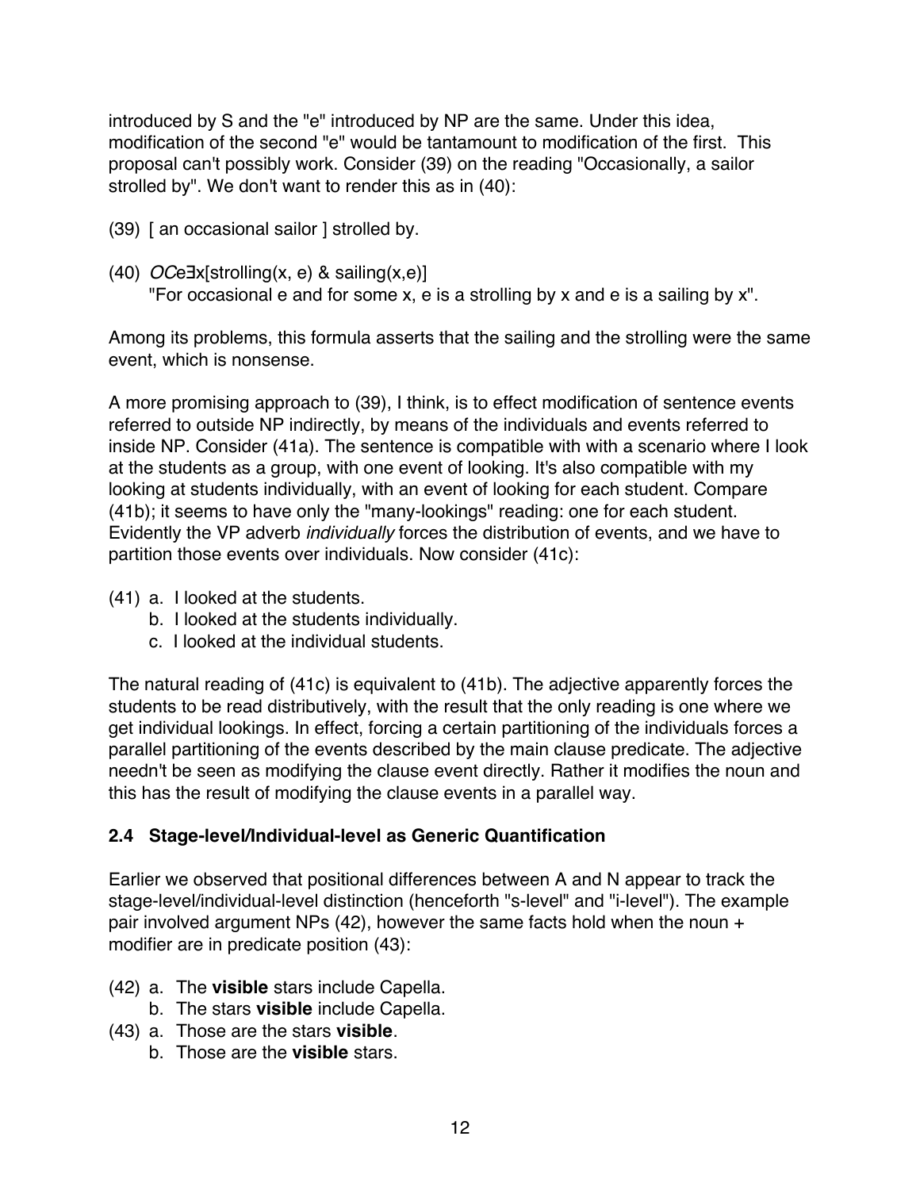introduced by S and the "e" introduced by NP are the same. Under this idea, modification of the second "e" would be tantamount to modification of the first. This proposal can't possibly work. Consider (39) on the reading "Occasionally, a sailor strolled by". We don't want to render this as in (40):

(39) [ an occasional sailor ] strolled by.

(40) *OC*e∃x[strolling(x, e) & sailing(x,e)]
"For occasional e and for some x, e is a strolling by x and e is a sailing by x".

Among its problems, this formula asserts that the sailing and the strolling were the same event, which is nonsense.

A more promising approach to (39), I think, is to effect modification of sentence events referred to outside NP indirectly, by means of the individuals and events referred to inside NP. Consider (41a). The sentence is compatible with with a scenario where I look at the students as a group, with one event of looking. It's also compatible with my looking at students individually, with an event of looking for each student. Compare (41b); it seems to have only the "many-lookings" reading: one for each student. Evidently the VP adverb *individually* forces the distribution of events, and we have to partition those events over individuals. Now consider (41c):

(41) a. I looked at the students.
b. I looked at the students individually.
c. I looked at the individual students.

The natural reading of (41c) is equivalent to (41b). The adjective apparently forces the students to be read distributively, with the result that the only reading is one where we get individual lookings. In effect, forcing a certain partitioning of the individuals forces a parallel partitioning of the events described by the main clause predicate. The adjective needn't be seen as modifying the clause event directly. Rather it modifies the noun and this has the result of modifying the clause events in a parallel way.

## 2.4 Stage-level/Individual-level as Generic Quantification

Earlier we observed that positional differences between A and N appear to track the stage-level/individual-level distinction (henceforth "s-level" and "i-level"). The example pair involved argument NPs (42), however the same facts hold when the noun + modifier are in predicate position (43):

(42) a. The **visible** stars include Capella.
b. The stars **visible** include Capella.

(43) a. Those are the stars **visible**.
b. Those are the **visible** stars.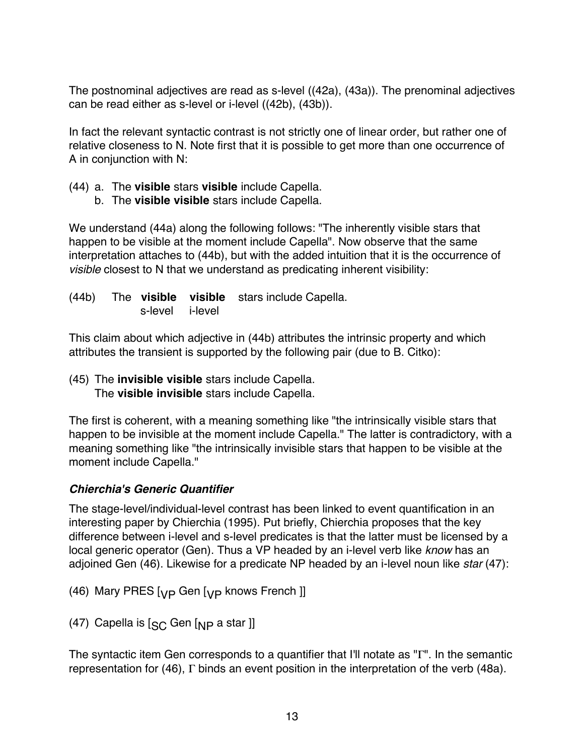The postnominal adjectives are read as s-level ((42a), (43a)). The prenominal adjectives can be read either as s-level or i-level ((42b), (43b)).

In fact the relevant syntactic contrast is not strictly one of linear order, but rather one of relative closeness to N. Note first that it is possible to get more than one occurrence of A in conjunction with N:

(44) a. The **visible** stars **visible** include Capella.
     b. The **visible visible** stars include Capella.

We understand (44a) along the following follows: "The inherently visible stars that happen to be visible at the moment include Capella". Now observe that the same interpretation attaches to (44b), but with the added intuition that it is the occurrence of *visible* closest to N that we understand as predicating inherent visibility:

(44b) The **visible** **visible** stars include Capella.
          s-level   i-level

This claim about which adjective in (44b) attributes the intrinsic property and which attributes the transient is supported by the following pair (due to B. Citko):

(45) The **invisible visible** stars include Capella.
     The **visible invisible** stars include Capella.

The first is coherent, with a meaning something like "the intrinsically visible stars that happen to be invisible at the moment include Capella." The latter is contradictory, with a meaning something like "the intrinsically invisible stars that happen to be visible at the moment include Capella."

### *Chierchia's Generic Quantifier*

The stage-level/individual-level contrast has been linked to event quantification in an interesting paper by Chierchia (1995). Put briefly, Chierchia proposes that the key difference between i-level and s-level predicates is that the latter must be licensed by a local generic operator (Gen). Thus a VP headed by an i-level verb like *know* has an adjoined Gen (46). Likewise for a predicate NP headed by an i-level noun like *star* (47):

(46) Mary PRES [$_{VP}$ Gen [$_{VP}$ knows French ]]

(47) Capella is [$_{SC}$ Gen [$_{NP}$ a star ]]

The syntactic item Gen corresponds to a quantifier that I'll notate as "$\Gamma$". In the semantic representation for (46), $\Gamma$ binds an event position in the interpretation of the verb (48a).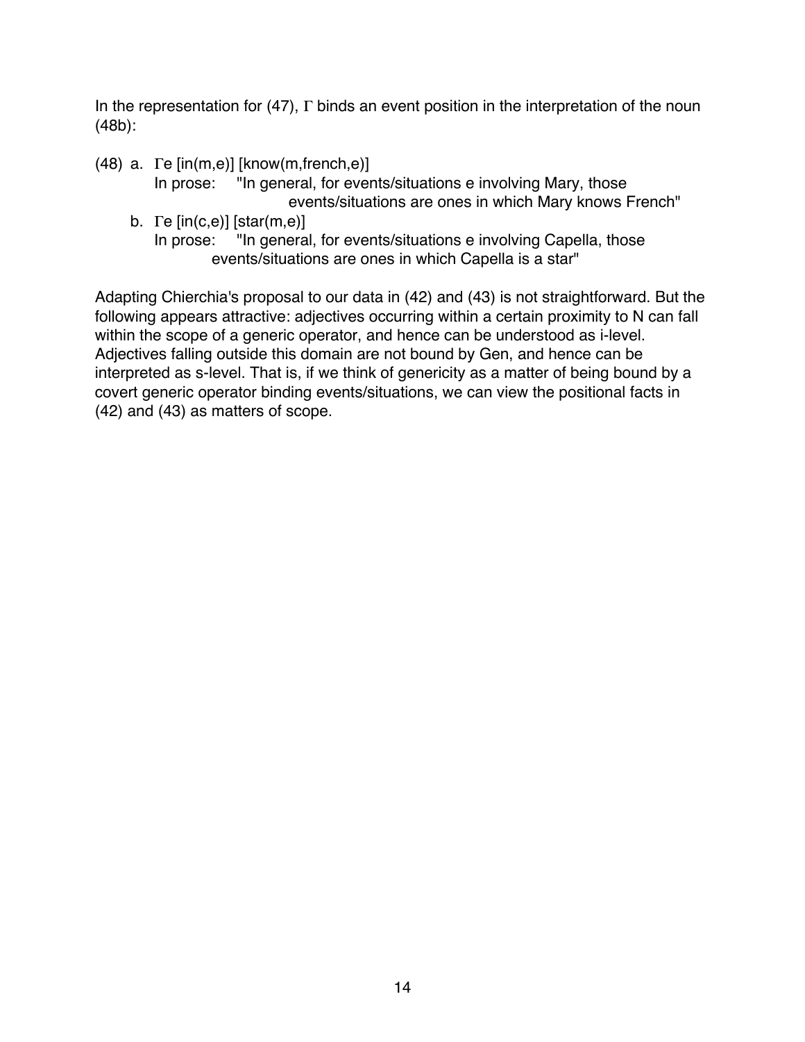In the representation for (47), Γ binds an event position in the interpretation of the noun (48b):

(48) a. Γe [in(m,e)] [know(m,french,e)]
   In prose: "In general, for events/situations e involving Mary, those events/situations are ones in which Mary knows French"

  b. Γe [in(c,e)] [star(m,e)]
   In prose: "In general, for events/situations e involving Capella, those events/situations are ones in which Capella is a star"

Adapting Chierchia's proposal to our data in (42) and (43) is not straightforward. But the following appears attractive: adjectives occurring within a certain proximity to N can fall within the scope of a generic operator, and hence can be understood as i-level. Adjectives falling outside this domain are not bound by Gen, and hence can be interpreted as s-level. That is, if we think of genericity as a matter of being bound by a covert generic operator binding events/situations, we can view the positional facts in (42) and (43) as matters of scope.